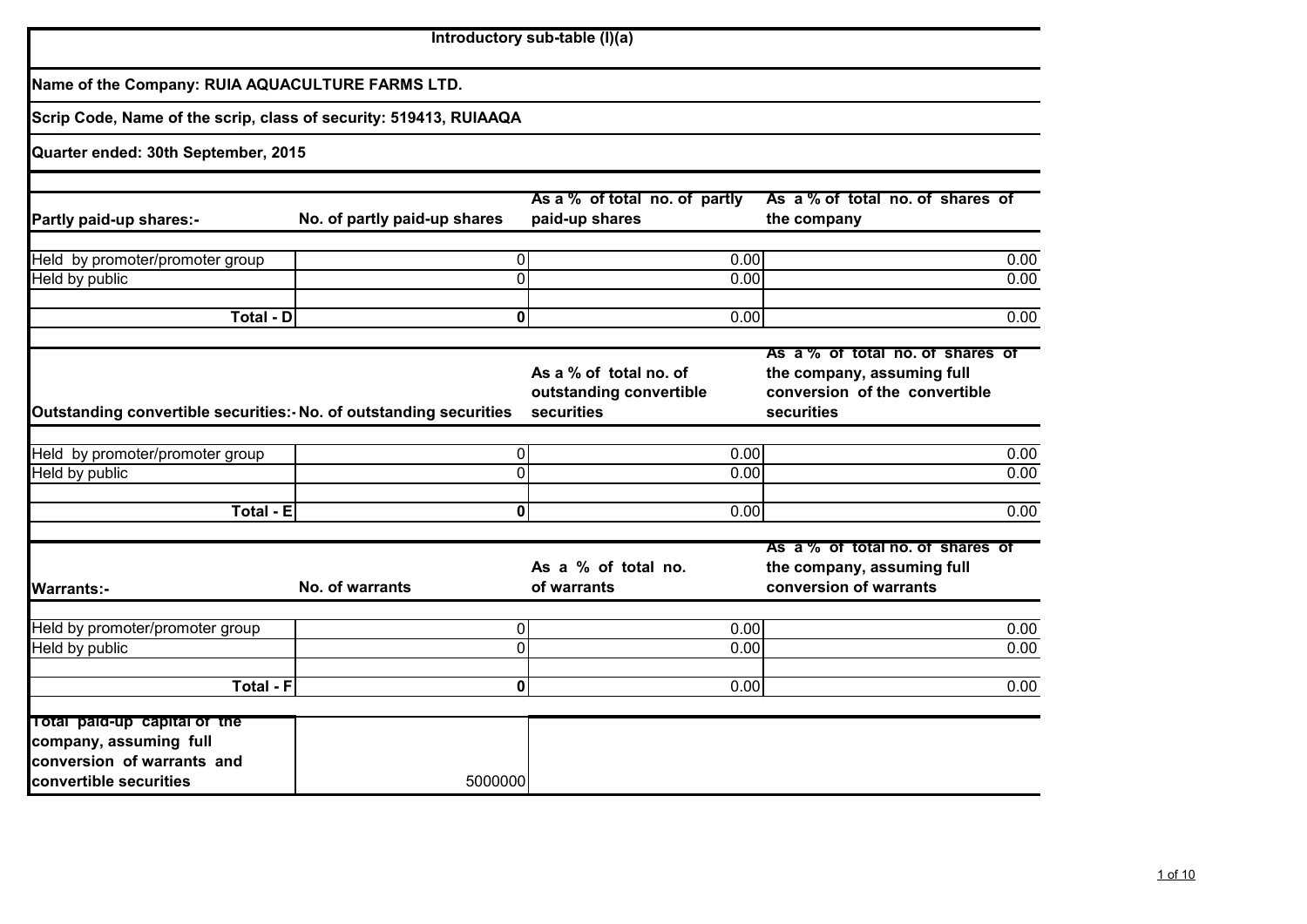**Introductory sub-table (I)(a)**

**Name of the Company: RUIA AQUACULTURE FARMS LTD.**

**Scrip Code, Name of the scrip, class of security: 519413, RUIAAQA**

**Quarter ended: 30th September, 2015**

| Partly paid-up shares:- | No. of partly paid-up shares | As a % of total no. of partly paid-up shares | As a % of total no. of shares of the company |
|---|---|---|---|
| Held by promoter/promoter group | 0 | 0.00 | 0.00 |
| Held by public | 0 | 0.00 | 0.00 |
| **Total - D** | **0** | 0.00 | 0.00 |

| Outstanding convertible securities:- | No. of outstanding securities | As a % of total no. of outstanding convertible securities | As a % of total no. of shares of the company, assuming full conversion of the convertible securities |
|---|---|---|---|
| Held by promoter/promoter group | 0 | 0.00 | 0.00 |
| Held by public | 0 | 0.00 | 0.00 |
| **Total - E** | **0** | 0.00 | 0.00 |

| Warrants:- | No. of warrants | As a % of total no. of warrants | As a % of total no. of shares of the company, assuming full conversion of warrants |
|---|---|---|---|
| Held by promoter/promoter group | 0 | 0.00 | 0.00 |
| Held by public | 0 | 0.00 | 0.00 |
| **Total - F** | **0** | 0.00 | 0.00 |

| Total paid-up capital of the company, assuming full conversion of warrants and convertible securities | 5000000 |
|---|---|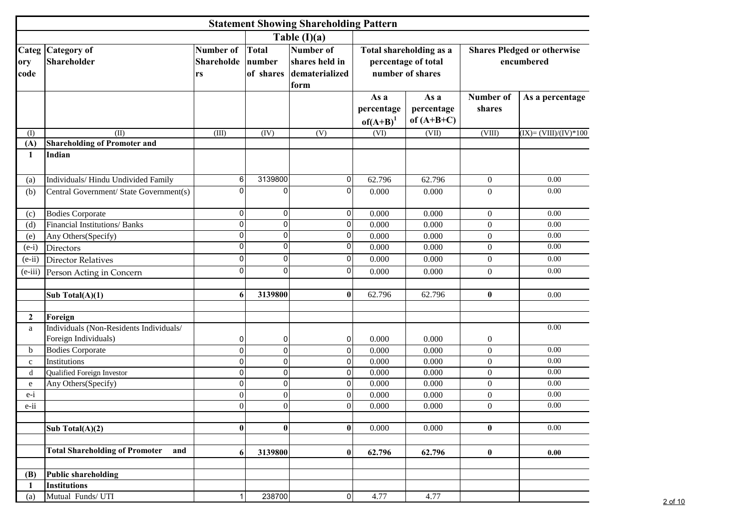# Statement Showing Shareholding Pattern

## Table (I)(a)

| Category code | Category of Shareholder | Number of Shareholders | Total number of shares | Number of shares held in dematerialized form | Total shareholding as a percentage of total number of shares | | Shares Pledged or otherwise encumbered | |
|---|---|---|---|---|---|---|---|---|
| | | | | | As a percentage of(A+B)[1] | As a percentage of (A+B+C) | Number of shares | As a percentage |
| (I) | (II) | (III) | (IV) | (V) | (VI) | (VII) | (VIII) | (IX)= (VIII)/(IV)*100 |
| **(A)** | **Shareholding of Promoter and** | | | | | | | |
| **1** | **Indian** | | | | | | | |
| (a) | Individuals/ Hindu Undivided Family | 6 | 3139800 | 0 | 62.796 | 62.796 | 0 | 0.00 |
| (b) | Central Government/ State Government(s) | 0 | 0 | 0 | 0.000 | 0.000 | 0 | 0.00 |
| (c) | Bodies Corporate | 0 | 0 | 0 | 0.000 | 0.000 | 0 | 0.00 |
| (d) | Financial Institutions/ Banks | 0 | 0 | 0 | 0.000 | 0.000 | 0 | 0.00 |
| (e) | Any Others(Specify) | 0 | 0 | 0 | 0.000 | 0.000 | 0 | 0.00 |
| (e-i) | Directors | 0 | 0 | 0 | 0.000 | 0.000 | 0 | 0.00 |
| (e-ii) | Director Relatives | 0 | 0 | 0 | 0.000 | 0.000 | 0 | 0.00 |
| (e-iii) | Person Acting in Concern | 0 | 0 | 0 | 0.000 | 0.000 | 0 | 0.00 |
| | **Sub Total(A)(1)** | **6** | **3139800** | **0** | 62.796 | 62.796 | **0** | 0.00 |
| **2** | **Foreign** | | | | | | | |
| a | Individuals (Non-Residents Individuals/ Foreign Individuals) | 0 | 0 | 0 | 0.000 | 0.000 | 0 | 0.00 |
| b | Bodies Corporate | 0 | 0 | 0 | 0.000 | 0.000 | 0 | 0.00 |
| c | Institutions | 0 | 0 | 0 | 0.000 | 0.000 | 0 | 0.00 |
| d | Qualified Foreign Investor | 0 | 0 | 0 | 0.000 | 0.000 | 0 | 0.00 |
| e | Any Others(Specify) | 0 | 0 | 0 | 0.000 | 0.000 | 0 | 0.00 |
| e-i | | 0 | 0 | 0 | 0.000 | 0.000 | 0 | 0.00 |
| e-ii | | 0 | 0 | 0 | 0.000 | 0.000 | 0 | 0.00 |
| | **Sub Total(A)(2)** | **0** | **0** | **0** | 0.000 | 0.000 | **0** | 0.00 |
| | **Total Shareholding of Promoter and** | **6** | **3139800** | **0** | **62.796** | **62.796** | **0** | **0.00** |
| **(B)** | **Public shareholding** | | | | | | | |
| **1** | **Institutions** | | | | | | | |
| (a) | Mutual Funds/ UTI | 1 | 238700 | 0 | 4.77 | 4.77 | | |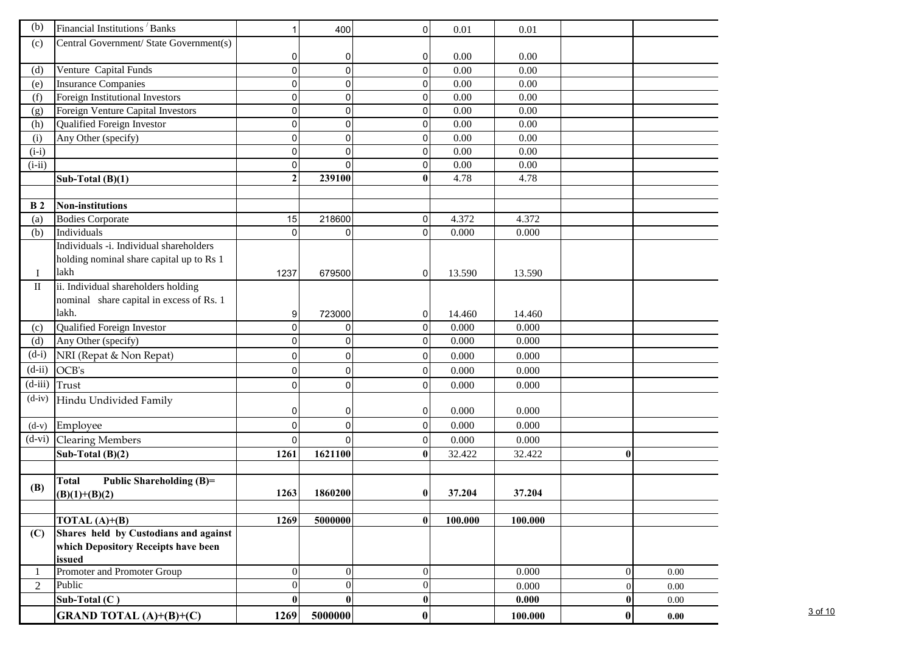| (b) | Financial Institutions / Banks | 1 | 400 | 0 | 0.01 | 0.01 | | |
|---|---|---|---|---|---|---|---|---|
| (c) | Central Government/ State Government(s) | 0 | 0 | 0 | 0.00 | 0.00 | | |
| (d) | Venture Capital Funds | 0 | 0 | 0 | 0.00 | 0.00 | | |
| (e) | Insurance Companies | 0 | 0 | 0 | 0.00 | 0.00 | | |
| (f) | Foreign Institutional Investors | 0 | 0 | 0 | 0.00 | 0.00 | | |
| (g) | Foreign Venture Capital Investors | 0 | 0 | 0 | 0.00 | 0.00 | | |
| (h) | Qualified Foreign Investor | 0 | 0 | 0 | 0.00 | 0.00 | | |
| (i) | Any Other (specify) | 0 | 0 | 0 | 0.00 | 0.00 | | |
| (i-i) | | 0 | 0 | 0 | 0.00 | 0.00 | | |
| (i-ii) | | 0 | 0 | 0 | 0.00 | 0.00 | | |
| | **Sub-Total (B)(1)** | **2** | **239100** | **0** | 4.78 | 4.78 | | |
| | | | | | | | | |
| **B 2** | **Non-institutions** | | | | | | | |
| (a) | Bodies Corporate | 15 | 218600 | 0 | 4.372 | 4.372 | | |
| (b) | Individuals | 0 | 0 | 0 | 0.000 | 0.000 | | |
| I | Individuals -i. Individual shareholders holding nominal share capital up to Rs 1 lakh | 1237 | 679500 | 0 | 13.590 | 13.590 | | |
| II | ii. Individual shareholders holding nominal share capital in excess of Rs. 1 lakh. | 9 | 723000 | 0 | 14.460 | 14.460 | | |
| (c) | Qualified Foreign Investor | 0 | 0 | 0 | 0.000 | 0.000 | | |
| (d) | Any Other (specify) | 0 | 0 | 0 | 0.000 | 0.000 | | |
| (d-i) | NRI (Repat & Non Repat) | 0 | 0 | 0 | 0.000 | 0.000 | | |
| (d-ii) | OCB's | 0 | 0 | 0 | 0.000 | 0.000 | | |
| (d-iii) | Trust | 0 | 0 | 0 | 0.000 | 0.000 | | |
| (d-iv) | Hindu Undivided Family | 0 | 0 | 0 | 0.000 | 0.000 | | |
| (d-v) | Employee | 0 | 0 | 0 | 0.000 | 0.000 | | |
| (d-vi) | Clearing Members | 0 | 0 | 0 | 0.000 | 0.000 | | |
| | **Sub-Total (B)(2)** | **1261** | **1621100** | **0** | 32.422 | 32.422 | **0** | |
| | | | | | | | | |
| **(B)** | **Total Public Shareholding (B)= (B)(1)+(B)(2)** | **1263** | **1860200** | **0** | **37.204** | **37.204** | | |
| | | | | | | | | |
| | **TOTAL (A)+(B)** | **1269** | **5000000** | **0** | **100.000** | **100.000** | | |
| **(C)** | **Shares held by Custodians and against which Depository Receipts have been issued** | | | | | | | |
| 1 | Promoter and Promoter Group | 0 | 0 | 0 | | 0.000 | 0 | 0.00 |
| 2 | Public | 0 | 0 | 0 | | 0.000 | 0 | 0.00 |
| | **Sub-Total (C )** | **0** | **0** | **0** | | **0.000** | **0** | 0.00 |
| | **GRAND TOTAL (A)+(B)+(C)** | **1269** | **5000000** | **0** | | **100.000** | **0** | **0.00** |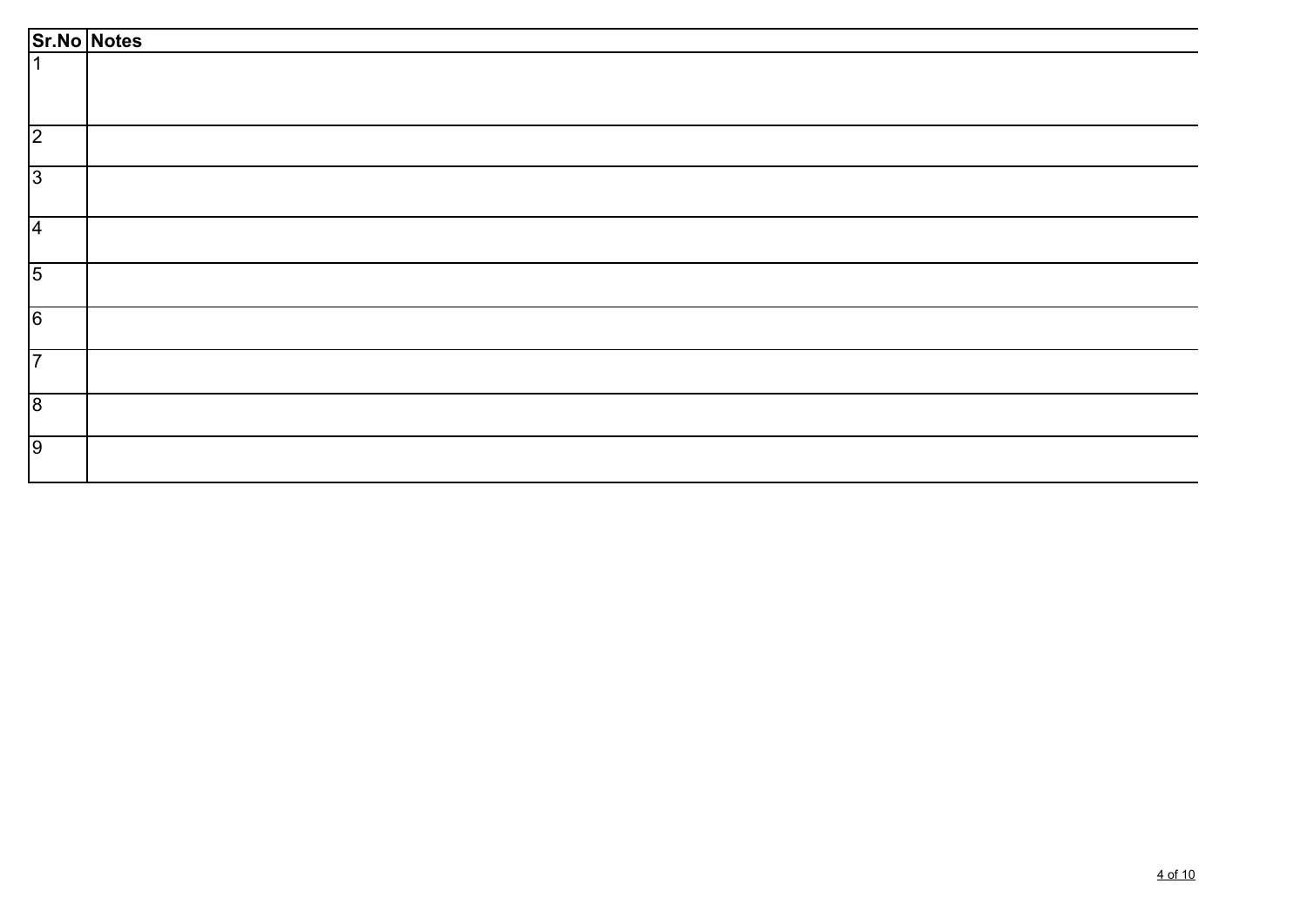| Sr.No | Notes |
| --- | --- |
| 1 | |
| 2 | |
| 3 | |
| 4 | |
| 5 | |
| 6 | |
| 7 | |
| 8 | |
| 9 | |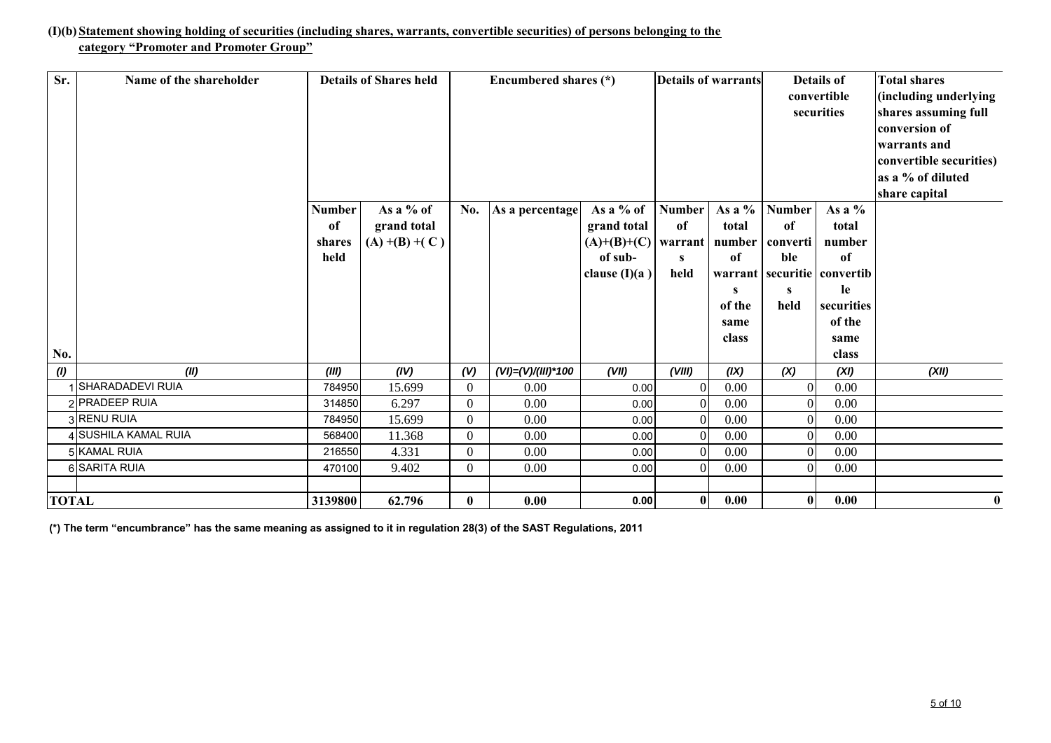**(I)(b) Statement showing holding of securities (including shares, warrants, convertible securities) of persons belonging to the category "Promoter and Promoter Group"**

| Sr. No. | Name of the shareholder | Details of Shares held | | Encumbered shares (*) | | | Details of warrants | | Details of convertible securities | | Total shares (including underlying shares assuming full conversion of warrants and convertible securities) as a % of diluted share capital |
|---|---|---|---|---|---|---|---|---|---|---|---|
| | | Number of shares held | As a % of grand total (A) +(B) +( C ) | No. | As a percentage | As a % of grand total (A)+(B)+(C) of sub-clause (I)(a ) | Number of warrants held | As a % total number of warrants of the same class | Number of convertible securities held | As a % total number of convertible securities of the same class | |
| (I) | (II) | (III) | (IV) | (V) | (VI)=(V)/(III)*100 | (VII) | (VIII) | (IX) | (X) | (XI) | (XII) |
| 1 | SHARADADEVI RUIA | 784950 | 15.699 | 0 | 0.00 | 0.00 | 0 | 0.00 | 0 | 0.00 | |
| 2 | PRADEEP RUIA | 314850 | 6.297 | 0 | 0.00 | 0.00 | 0 | 0.00 | 0 | 0.00 | |
| 3 | RENU RUIA | 784950 | 15.699 | 0 | 0.00 | 0.00 | 0 | 0.00 | 0 | 0.00 | |
| 4 | SUSHILA KAMAL RUIA | 568400 | 11.368 | 0 | 0.00 | 0.00 | 0 | 0.00 | 0 | 0.00 | |
| 5 | KAMAL RUIA | 216550 | 4.331 | 0 | 0.00 | 0.00 | 0 | 0.00 | 0 | 0.00 | |
| 6 | SARITA RUIA | 470100 | 9.402 | 0 | 0.00 | 0.00 | 0 | 0.00 | 0 | 0.00 | |
| | | | | | | | | | | | |
| **TOTAL** | | **3139800** | **62.796** | **0** | **0.00** | **0.00** | **0** | **0.00** | **0** | **0.00** | **0** |

**(*) The term "encumbrance" has the same meaning as assigned to it in regulation 28(3) of the SAST Regulations, 2011**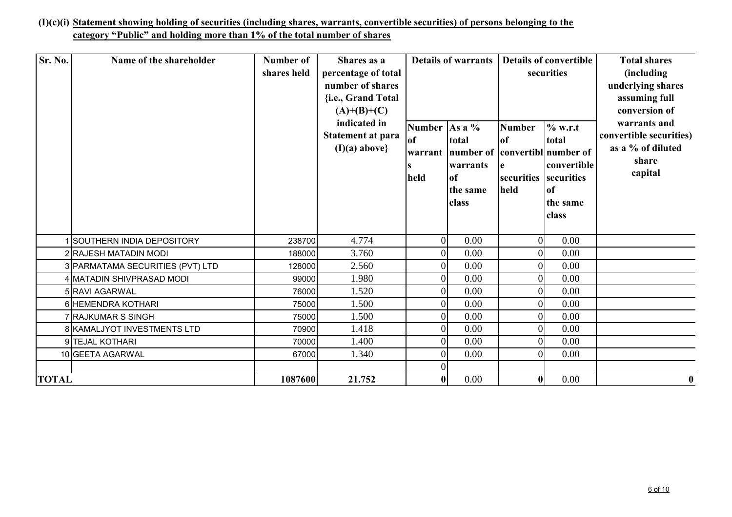**(I)(c)(i) Statement showing holding of securities (including shares, warrants, convertible securities) of persons belonging to the category "Public" and holding more than 1% of the total number of shares**

| Sr. No. | Name of the shareholder | Number of shares held | Shares as a percentage of total number of shares {i.e., Grand Total (A)+(B)+(C) indicated in Statement at para (I)(a) above} | Details of warrants | | Details of convertible securities | | Total shares (including underlying shares assuming full conversion of warrants and convertible securities) as a % of diluted share capital |
|---|---|---|---|---|---|---|---|---|
| | | | | Number of warrants held | As a % total number of warrants of the same class | Number of convertible securities held | % w.r.t total number of convertible securities of the same class | |
| 1 | SOUTHERN INDIA DEPOSITORY | 238700 | 4.774 | 0 | 0.00 | 0 | 0.00 | |
| 2 | RAJESH MATADIN MODI | 188000 | 3.760 | 0 | 0.00 | 0 | 0.00 | |
| 3 | PARMATAMA SECURITIES (PVT) LTD | 128000 | 2.560 | 0 | 0.00 | 0 | 0.00 | |
| 4 | MATADIN SHIVPRASAD MODI | 99000 | 1.980 | 0 | 0.00 | 0 | 0.00 | |
| 5 | RAVI AGARWAL | 76000 | 1.520 | 0 | 0.00 | 0 | 0.00 | |
| 6 | HEMENDRA KOTHARI | 75000 | 1.500 | 0 | 0.00 | 0 | 0.00 | |
| 7 | RAJKUMAR S SINGH | 75000 | 1.500 | 0 | 0.00 | 0 | 0.00 | |
| 8 | KAMALJYOT INVESTMENTS LTD | 70900 | 1.418 | 0 | 0.00 | 0 | 0.00 | |
| 9 | TEJAL KOTHARI | 70000 | 1.400 | 0 | 0.00 | 0 | 0.00 | |
| 10 | GEETA AGARWAL | 67000 | 1.340 | 0 | 0.00 | 0 | 0.00 | |
| | | | | 0 | | | | |
| **TOTAL** | | **1087600** | **21.752** | **0** | 0.00 | **0** | 0.00 | **0** |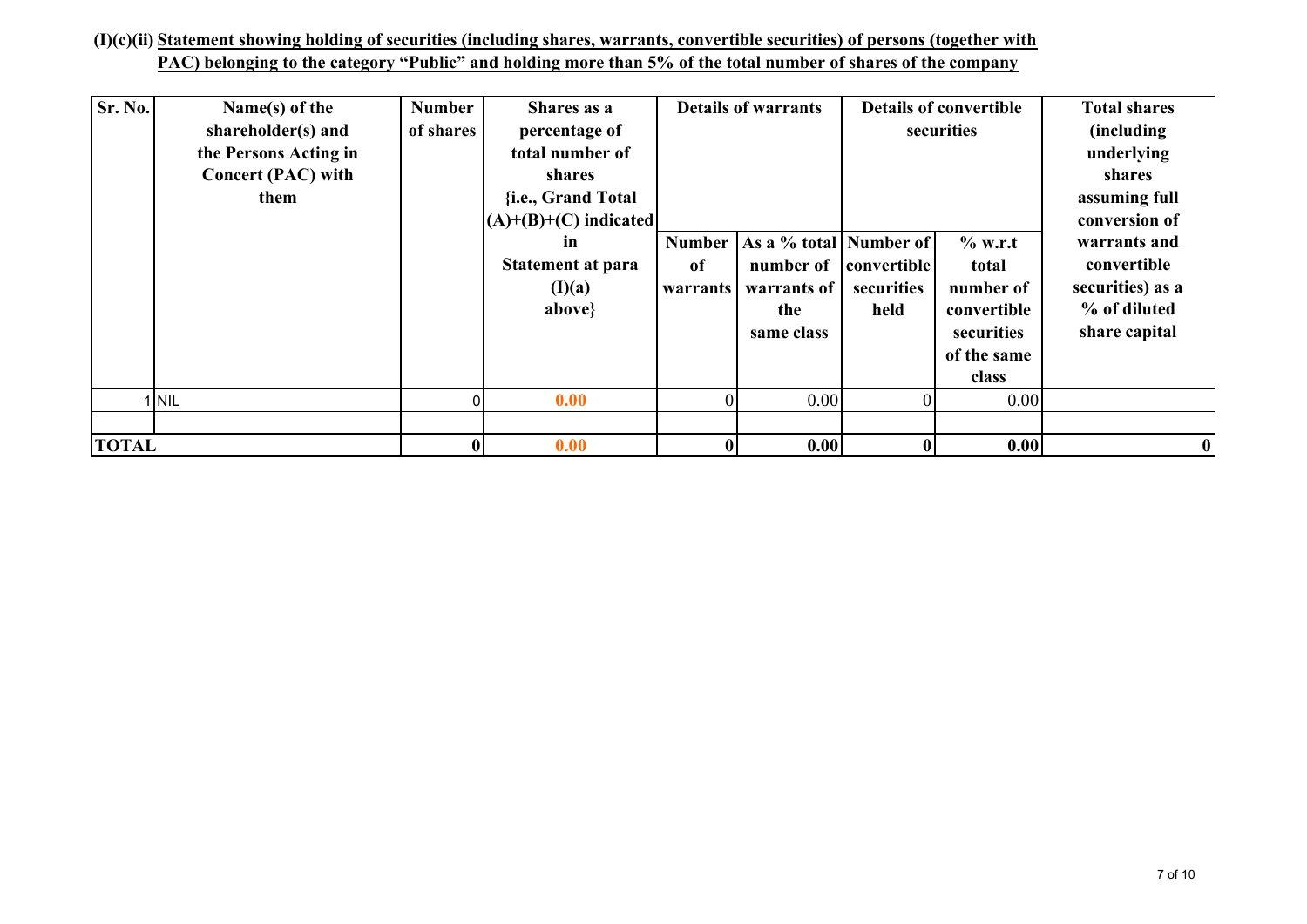**(I)(c)(ii) Statement showing holding of securities (including shares, warrants, convertible securities) of persons (together with PAC) belonging to the category "Public" and holding more than 5% of the total number of shares of the company**

| Sr. No. | Name(s) of the shareholder(s) and the Persons Acting in Concert (PAC) with them | Number of shares | Shares as a percentage of total number of shares {i.e., Grand Total (A)+(B)+(C) indicated in Statement at para (I)(a) above} | Details of warrants | | Details of convertible securities | | Total shares (including underlying shares assuming full conversion of warrants and convertible securities) as a % of diluted share capital |
|---|---|---|---|---|---|---|---|---|
| | | | | Number of warrants | As a % total number of warrants of the same class | Number of convertible securities held | % w.r.t total number of convertible securities of the same class | |
| 1 | NIL | 0 | 0.00 | 0 | 0.00 | 0 | 0.00 | |
| | | | | | | | | |
| **TOTAL** | | **0** | **0.00** | **0** | **0.00** | **0** | **0.00** | **0** |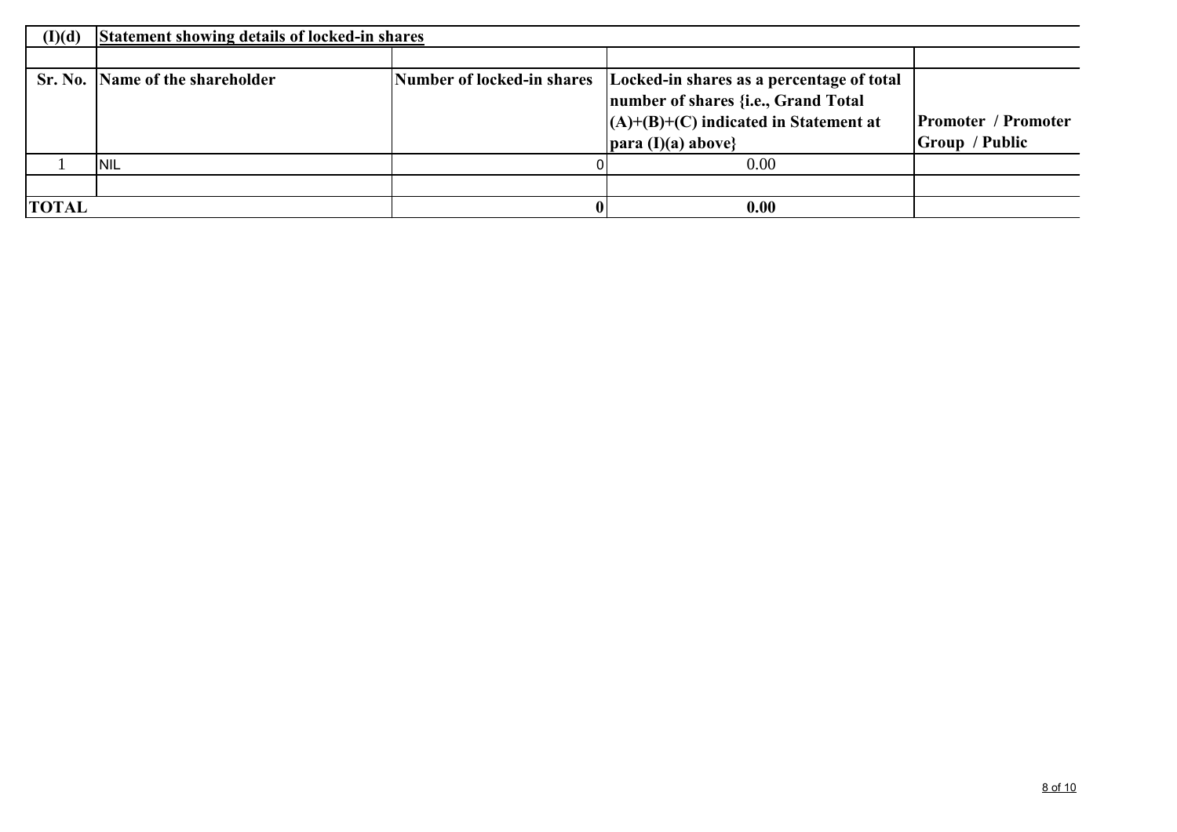## (I)(d) Statement showing details of locked-in shares

| Sr. No. | Name of the shareholder | Number of locked-in shares | Locked-in shares as a percentage of total number of shares {i.e., Grand Total (A)+(B)+(C) indicated in Statement at para (I)(a) above} | Promoter / Promoter Group / Public |
|---|---|---|---|---|
| 1 | NIL | 0 | 0.00 | |
| | | | | |
| **TOTAL** | | **0** | **0.00** | |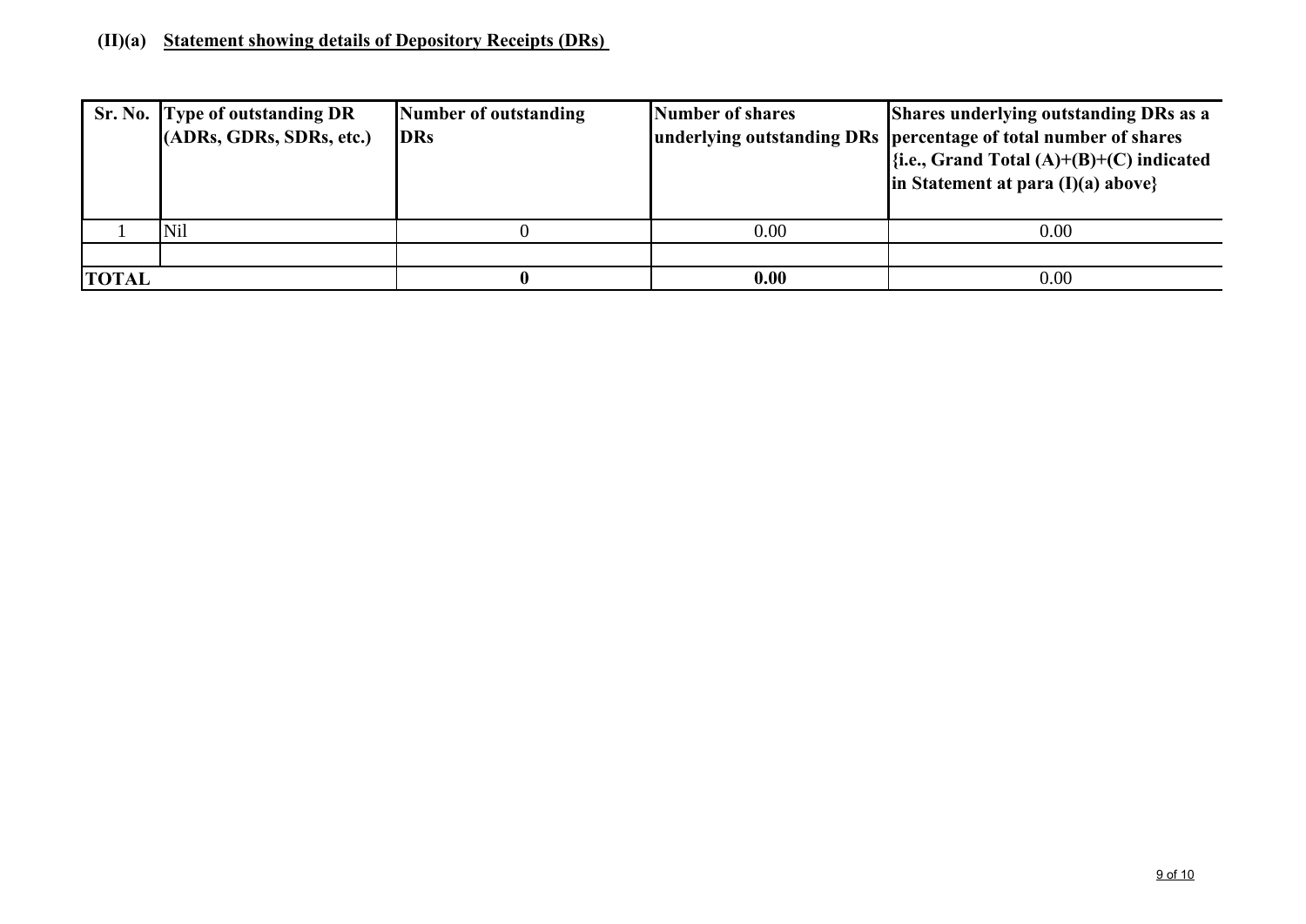**(II)(a) Statement showing details of Depository Receipts (DRs)**

| Sr. No. | Type of outstanding DR (ADRs, GDRs, SDRs, etc.) | Number of outstanding DRs | Number of shares underlying outstanding DRs | Shares underlying outstanding DRs as a percentage of total number of shares {i.e., Grand Total (A)+(B)+(C) indicated in Statement at para (I)(a) above} |
|---|---|---|---|---|
| 1 | Nil | 0 | 0.00 | 0.00 |
| | | | | |
| **TOTAL** | | **0** | **0.00** | 0.00 |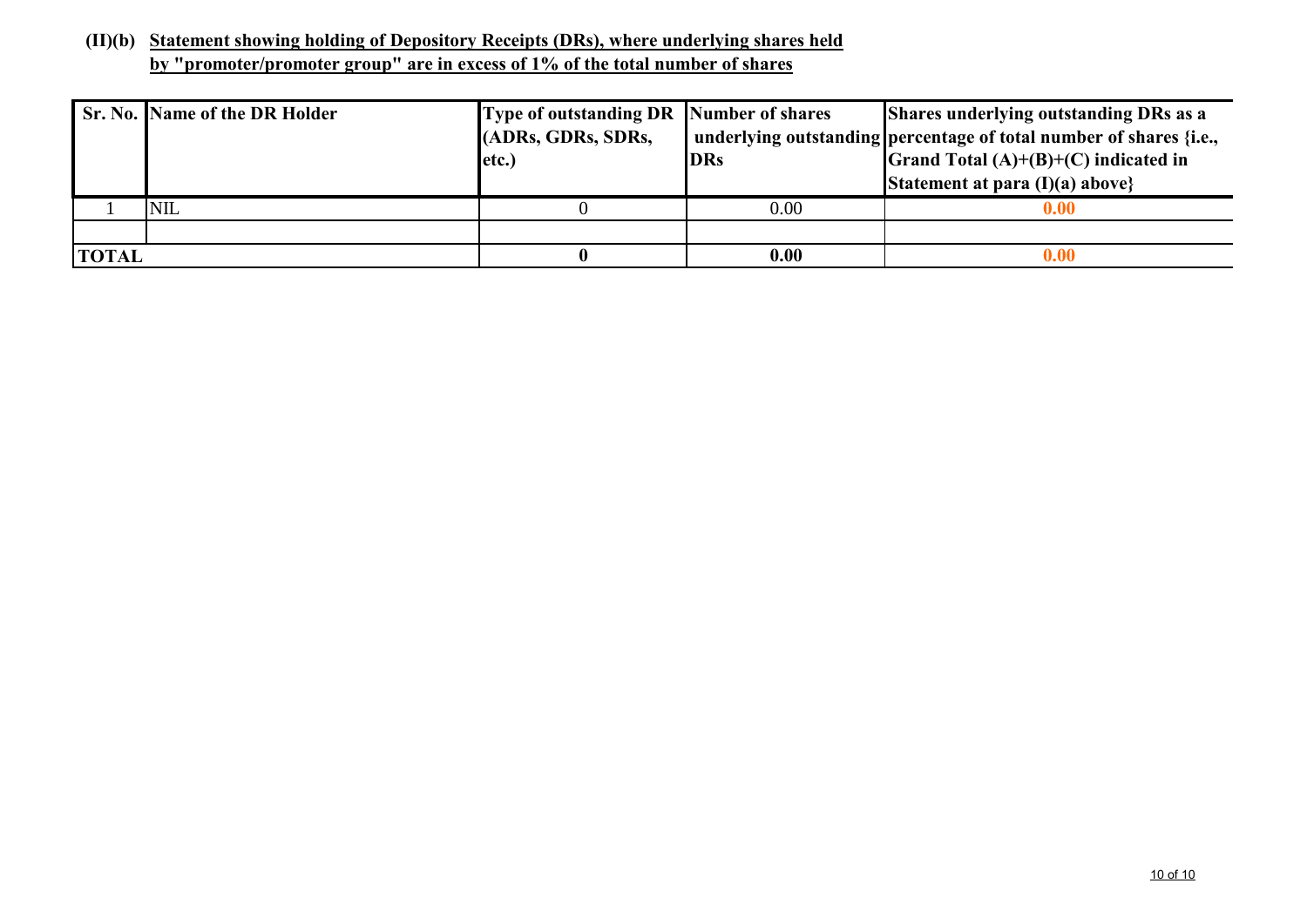**(II)(b) Statement showing holding of Depository Receipts (DRs), where underlying shares held by "promoter/promoter group" are in excess of 1% of the total number of shares**

| Sr. No. | Name of the DR Holder | Type of outstanding DR (ADRs, GDRs, SDRs, etc.) | Number of shares underlying outstanding DRs | Shares underlying outstanding DRs as a percentage of total number of shares {i.e., Grand Total (A)+(B)+(C) indicated in Statement at para (I)(a) above} |
|---|---|---|---|---|
| 1 | NIL | 0 | 0.00 | 0.00 |
| | | | | |
| **TOTAL** | | **0** | **0.00** | **0.00** |